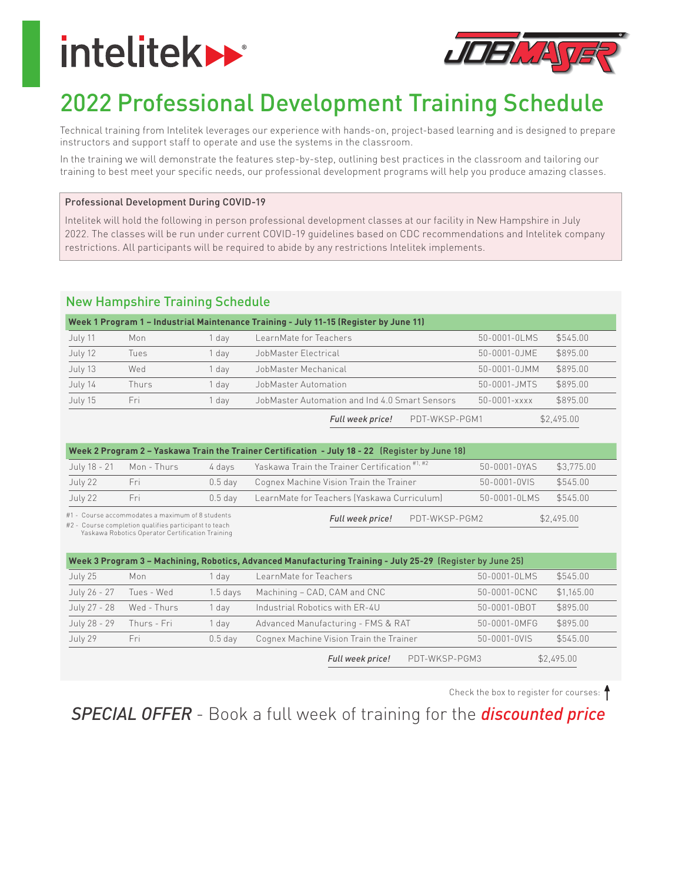intelitek

JOBMASTER

# 2022 Professional Development Training Schedule

Technical training from Intelitek leverages our experience with hands-on, project-based learning and is designed to prepare instructors and support staff to operate and use the systems in the classroom.

In the training we will demonstrate the features step-by-step, outlining best practices in the classroom and tailoring our training to best meet your specific needs, our professional development programs will help you produce amazing classes.

**Professional Development During COVID-19**

Intelitek will hold the following in person professional development classes at our facility in New Hampshire in July 2022. The classes will be run under current COVID-19 guidelines based on CDC recommendations and Intelitek company restrictions. All participants will be required to abide by any restrictions Intelitek implements.

## New Hampshire Training Schedule

**Week 1 Program 1 – Industrial Maintenance Training - July 11-15 (Register by June 11)**

| Date | Day | Duration | Course | Code | Price |
|---|---|---|---|---|---|
| July 11 | Mon | 1 day | LearnMate for Teachers | 50-0001-0LMS | $545.00 |
| July 12 | Tues | 1 day | JobMaster Electrical | 50-0001-0JME | $895.00 |
| July 13 | Wed | 1 day | JobMaster Mechanical | 50-0001-0JMM | $895.00 |
| July 14 | Thurs | 1 day | JobMaster Automation | 50-0001-JMTS | $895.00 |
| July 15 | Fri | 1 day | JobMaster Automation and Ind 4.0 Smart Sensors | 50-0001-xxxx | $895.00 |
| | | | *Full week price!* | PDT-WKSP-PGM1 | $2,495.00 |

**Week 2 Program 2 – Yaskawa Train the Trainer Certification - July 18 - 22 (Register by June 18)**

| Date | Day | Duration | Course | Code | Price |
|---|---|---|---|---|---|
| July 18 - 21 | Mon - Thurs | 4 days | Yaskawa Train the Trainer Certification [#1, #2] | 50-0001-0YAS | $3,775.00 |
| July 22 | Fri | 0.5 day | Cognex Machine Vision Train the Trainer | 50-0001-0VIS | $545.00 |
| July 22 | Fri | 0.5 day | LearnMate for Teachers (Yaskawa Curriculum) | 50-0001-0LMS | $545.00 |
| | | | *Full week price!* | PDT-WKSP-PGM2 | $2,495.00 |

#1 - Course accommodates a maximum of 8 students
#2 - Course completion qualifies participant to teach Yaskawa Robotics Operator Certification Training

**Week 3 Program 3 – Machining, Robotics, Advanced Manufacturing Training - July 25-29 (Register by June 25)**

| Date | Day | Duration | Course | Code | Price |
|---|---|---|---|---|---|
| July 25 | Mon | 1 day | LearnMate for Teachers | 50-0001-0LMS | $545.00 |
| July 26 - 27 | Tues - Wed | 1.5 days | Machining – CAD, CAM and CNC | 50-0001-0CNC | $1,165.00 |
| July 27 - 28 | Wed - Thurs | 1 day | Industrial Robotics with ER-4U | 50-0001-0BOT | $895.00 |
| July 28 - 29 | Thurs - Fri | 1 day | Advanced Manufacturing - FMS & RAT | 50-0001-0MFG | $895.00 |
| July 29 | Fri | 0.5 day | Cognex Machine Vision Train the Trainer | 50-0001-0VIS | $545.00 |
| | | | *Full week price!* | PDT-WKSP-PGM3 | $2,495.00 |

Check the box to register for courses: ↑

*SPECIAL OFFER* - Book a full week of training for the ***discounted price***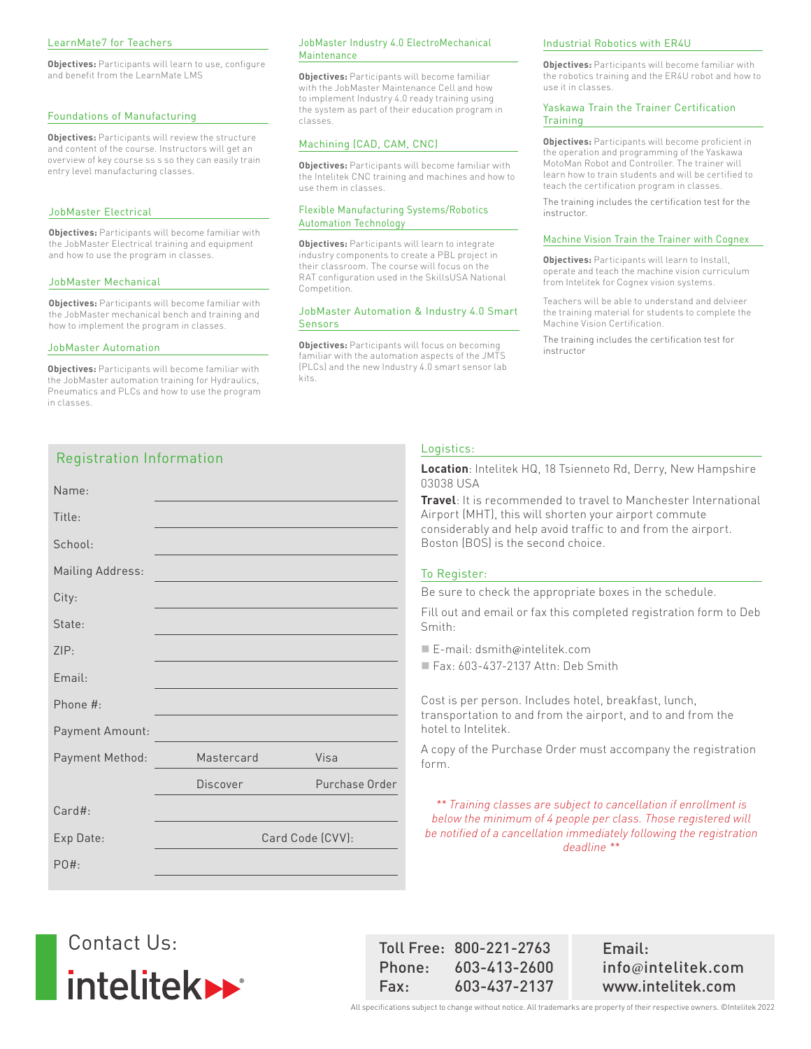### LearnMate7 for Teachers

**Objectives:** Participants will learn to use, configure and benefit from the LearnMate LMS

### Foundations of Manufacturing

**Objectives:** Participants will review the structure and content of the course. Instructors will get an overview of key course ss s so they can easily train entry level manufacturing classes.

### JobMaster Electrical

**Objectives:** Participants will become familiar with the JobMaster Electrical training and equipment and how to use the program in classes.

### JobMaster Mechanical

**Objectives:** Participants will become familiar with the JobMaster mechanical bench and training and how to implement the program in classes.

### JobMaster Automation

**Objectives:** Participants will become familiar with the JobMaster automation training for Hydraulics, Pneumatics and PLCs and how to use the program in classes.

### JobMaster Industry 4.0 ElectroMechanical Maintenance

**Objectives:** Participants will become familiar with the JobMaster Maintenance Cell and how to implement Industry 4.0 ready training using the system as part of their education program in classes.

### Machining (CAD, CAM, CNC)

**Objectives:** Participants will become familiar with the Intelitek CNC training and machines and how to use them in classes.

### Flexible Manufacturing Systems/Robotics Automation Technology

**Objectives:** Participants will learn to integrate industry components to create a PBL project in their classroom. The course will focus on the RAT configuration used in the SkillsUSA National Competition.

### JobMaster Automation & Industry 4.0 Smart Sensors

**Objectives:** Participants will focus on becoming familiar with the automation aspects of the JMTS (PLCs) and the new Industry 4.0 smart sensor lab kits.

### Industrial Robotics with ER4U

**Objectives:** Participants will become familiar with the robotics training and the ER4U robot and how to use it in classes.

### Yaskawa Train the Trainer Certification Training

**Objectives:** Participants will become proficient in the operation and programming of the Yaskawa MotoMan Robot and Controller. The trainer will learn how to train students and will be certified to teach the certification program in classes.

The training includes the certification test for the instructor.

### Machine Vision Train the Trainer with Cognex

**Objectives:** Participants will learn to Install, operate and teach the machine vision curriculum from Intelitek for Cognex vision systems.

Teachers will be able to understand and delvieer the training material for students to complete the Machine Vision Certification.

The training includes the certification test for instructor

## Registration Information

| | | |
|---|---|---|
| Name: | | |
| Title: | | |
| School: | | |
| Mailing Address: | | |
| City: | | |
| State: | | |
| ZIP: | | |
| Email: | | |
| Phone #: | | |
| Payment Amount: | | |
| Payment Method: | Mastercard | Visa |
| | Discover | Purchase Order |
| Card#: | | |
| Exp Date: | | Card Code (CVV): |
| PO#: | | |

### Logistics:

**Location**: Intelitek HQ, 18 Tsienneto Rd, Derry, New Hampshire 03038 USA

**Travel**: It is recommended to travel to Manchester International Airport (MHT), this will shorten your airport commute considerably and help avoid traffic to and from the airport. Boston (BOS) is the second choice.

### To Register:

Be sure to check the appropriate boxes in the schedule.

Fill out and email or fax this completed registration form to Deb Smith:

- E-mail: dsmith@intelitek.com
- Fax: 603-437-2137 Attn: Deb Smith

Cost is per person. Includes hotel, breakfast, lunch, transportation to and from the airport, and to and from the hotel to Intelitek.

A copy of the Purchase Order must accompany the registration form.

*\*\* Training classes are subject to cancellation if enrollment is below the minimum of 4 people per class. Those registered will be notified of a cancellation immediately following the registration deadline \*\**

## Contact Us:

intelitek

Toll Free: 800-221-2763
Phone: 603-413-2600
Fax: 603-437-2137

Email:
info@intelitek.com
www.intelitek.com

All specifications subject to change without notice. All trademarks are property of their respective owners. ©Intelitek 2022